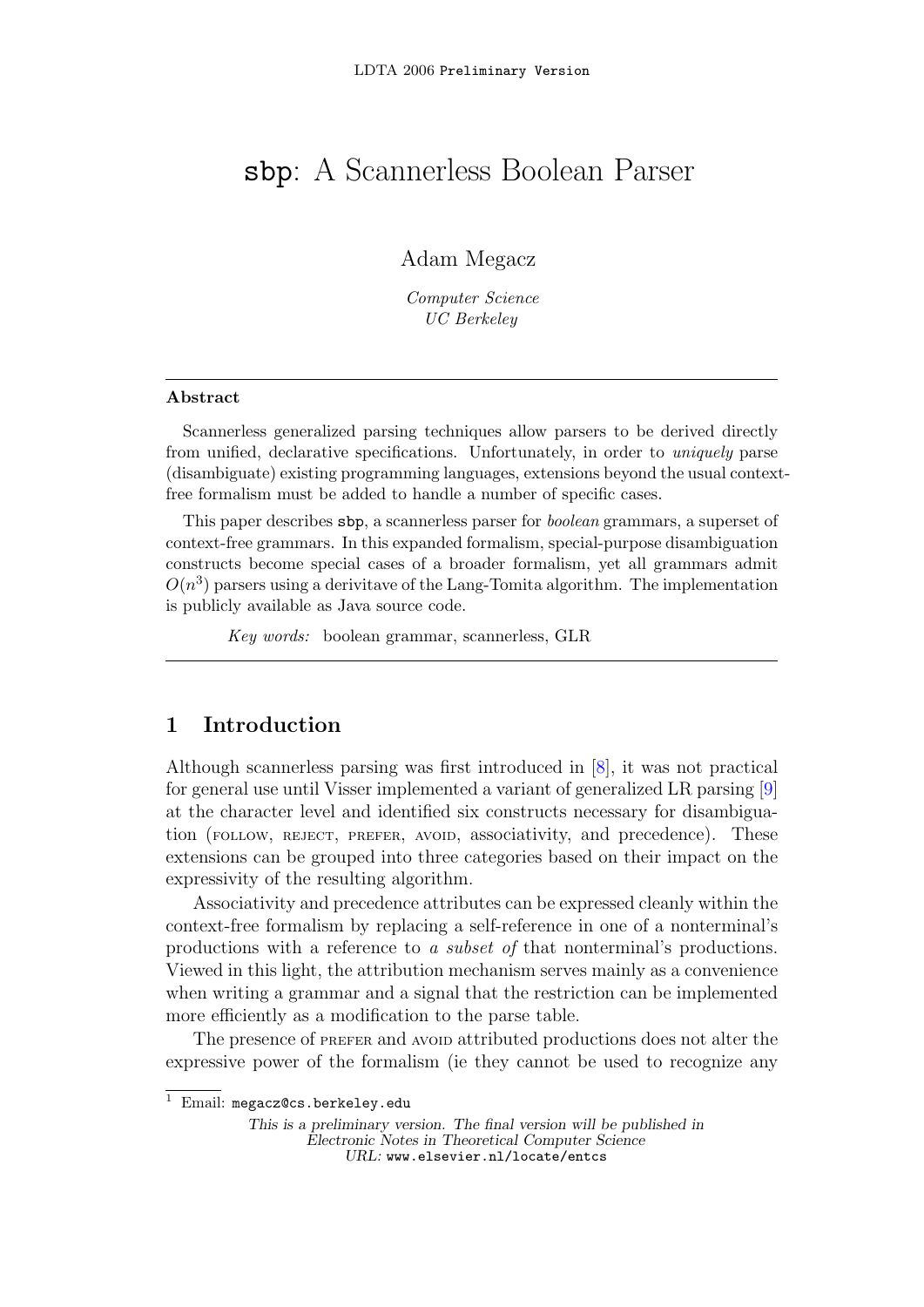# sbp: A Scannerless Boolean Parser

Adam Megacz

*Computer Science*
*UC Berkeley*

---

**Abstract**

Scannerless generalized parsing techniques allow parsers to be derived directly from unified, declarative specifications. Unfortunately, in order to *uniquely* parse (disambiguate) existing programming languages, extensions beyond the usual context-free formalism must be added to handle a number of specific cases.

This paper describes sbp, a scannerless parser for *boolean* grammars, a superset of context-free grammars. In this expanded formalism, special-purpose disambiguation constructs become special cases of a broader formalism, yet all grammars admit $O(n^3)$ parsers using a derivitave of the Lang-Tomita algorithm. The implementation is publicly available as Java source code.

*Key words:* boolean grammar, scannerless, GLR

---

## 1 Introduction

Although scannerless parsing was first introduced in [8], it was not practical for general use until Visser implemented a variant of generalized LR parsing [9] at the character level and identified six constructs necessary for disambiguation (follow, reject, prefer, avoid, associativity, and precedence). These extensions can be grouped into three categories based on their impact on the expressivity of the resulting algorithm.

Associativity and precedence attributes can be expressed cleanly within the context-free formalism by replacing a self-reference in one of a nonterminal's productions with a reference to *a subset of* that nonterminal's productions. Viewed in this light, the attribution mechanism serves mainly as a convenience when writing a grammar and a signal that the restriction can be implemented more efficiently as a modification to the parse table.

The presence of prefer and avoid attributed productions does not alter the expressive power of the formalism (ie they cannot be used to recognize any

[1] Email: megacz@cs.berkeley.edu

*This is a preliminary version. The final version will be published in Electronic Notes in Theoretical Computer Science*
*URL:* www.elsevier.nl/locate/entcs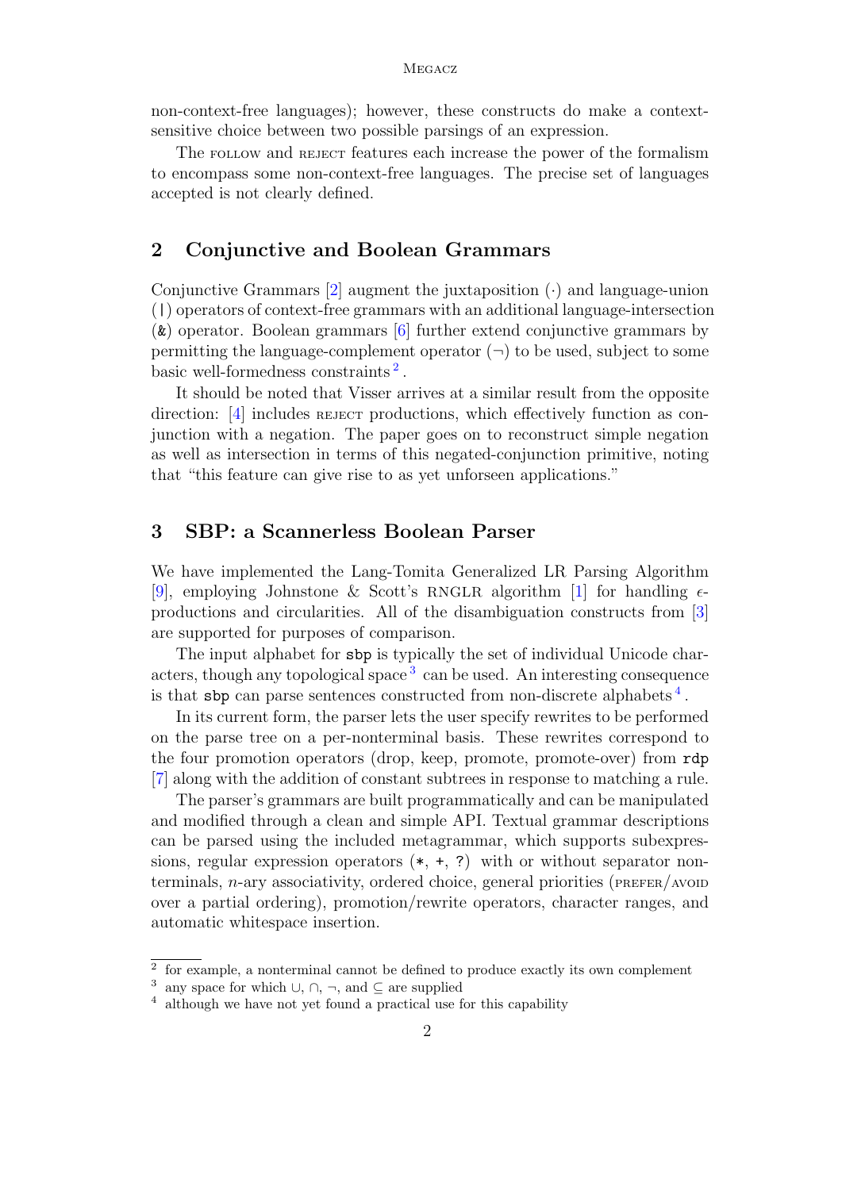non-context-free languages); however, these constructs do make a context-sensitive choice between two possible parsings of an expression.

The FOLLOW and REJECT features each increase the power of the formalism to encompass some non-context-free languages. The precise set of languages accepted is not clearly defined.

## 2 Conjunctive and Boolean Grammars

Conjunctive Grammars [2] augment the juxtaposition ($\cdot$) and language-union (`|`) operators of context-free grammars with an additional language-intersection (`&`) operator. Boolean grammars [6] further extend conjunctive grammars by permitting the language-complement operator ($\neg$) to be used, subject to some basic well-formedness constraints [2].

It should be noted that Visser arrives at a similar result from the opposite direction: [4] includes REJECT productions, which effectively function as conjunction with a negation. The paper goes on to reconstruct simple negation as well as intersection in terms of this negated-conjunction primitive, noting that "this feature can give rise to as yet unforseen applications."

## 3 SBP: a Scannerless Boolean Parser

We have implemented the Lang-Tomita Generalized LR Parsing Algorithm [9], employing Johnstone & Scott's RNGLR algorithm [1] for handling $\epsilon$-productions and circularities. All of the disambiguation constructs from [3] are supported for purposes of comparison.

The input alphabet for `sbp` is typically the set of individual Unicode characters, though any topological space [3] can be used. An interesting consequence is that `sbp` can parse sentences constructed from non-discrete alphabets [4].

In its current form, the parser lets the user specify rewrites to be performed on the parse tree on a per-nonterminal basis. These rewrites correspond to the four promotion operators (drop, keep, promote, promote-over) from `rdp` [7] along with the addition of constant subtrees in response to matching a rule.

The parser's grammars are built programmatically and can be manipulated and modified through a clean and simple API. Textual grammar descriptions can be parsed using the included metagrammar, which supports subexpressions, regular expression operators (`*`, `+`, `?`) with or without separator nonterminals, $n$-ary associativity, ordered choice, general priorities (PREFER/AVOID over a partial ordering), promotion/rewrite operators, character ranges, and automatic whitespace insertion.

---

[2] for example, a nonterminal cannot be defined to produce exactly its own complement

[3] any space for which $\cup$, $\cap$, $\neg$, and $\subseteq$ are supplied

[4] although we have not yet found a practical use for this capability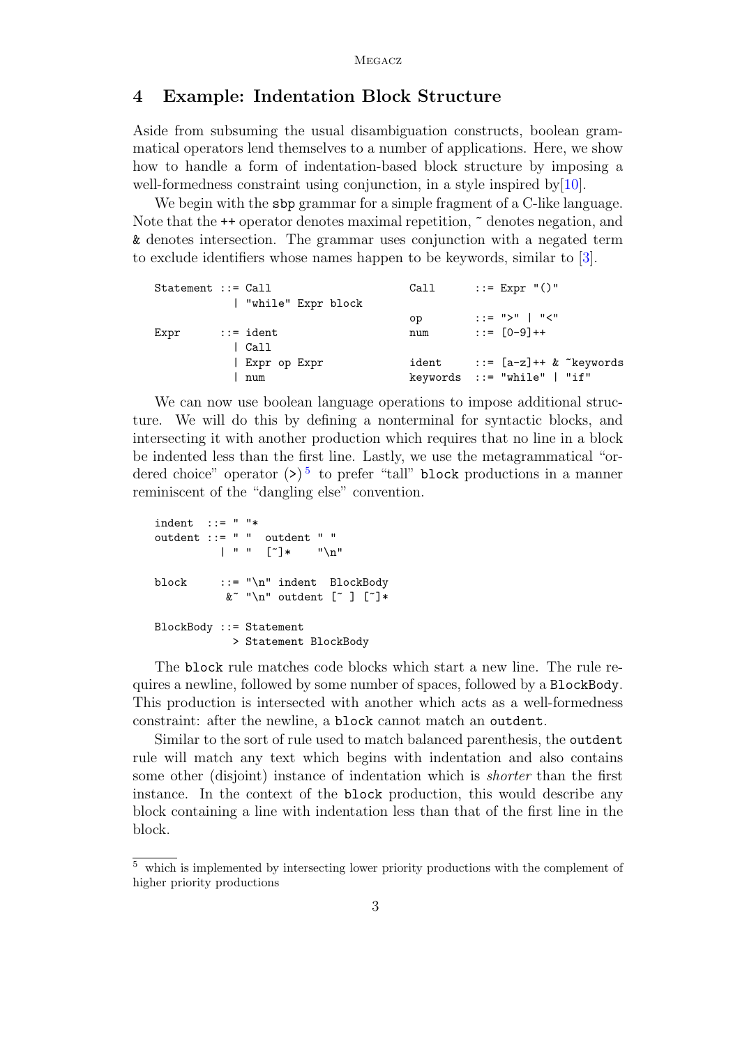## 4 Example: Indentation Block Structure

Aside from subsuming the usual disambiguation constructs, boolean grammatical operators lend themselves to a number of applications. Here, we show how to handle a form of indentation-based block structure by imposing a well-formedness constraint using conjunction, in a style inspired by[10].

We begin with the sbp grammar for a simple fragment of a C-like language. Note that the ++ operator denotes maximal repetition, ~ denotes negation, and & denotes intersection. The grammar uses conjunction with a negated term to exclude identifiers whose names happen to be keywords, similar to [3].

```
Statement ::= Call                        Call      ::= Expr "()"
            | "while" Expr block
                                          op        ::= ">" | "<"
Expr      ::= ident                       num       ::= [0-9]++
            | Call
            | Expr op Expr                ident     ::= [a-z]++ & ~keywords
            | num                         keywords  ::= "while" | "if"
```

We can now use boolean language operations to impose additional structure. We will do this by defining a nonterminal for syntactic blocks, and intersecting it with another production which requires that no line in a block be indented less than the first line. Lastly, we use the metagrammatical "ordered choice" operator (>)[5] to prefer "tall" block productions in a manner reminiscent of the "dangling else" convention.

```
indent  ::= " "*
outdent ::= " "  outdent " "
          | " "  [~]*    "\n"

block     ::= "\n" indent  BlockBody
           &~ "\n" outdent [~ ] [~]*

BlockBody ::= Statement
            > Statement BlockBody
```

The block rule matches code blocks which start a new line. The rule requires a newline, followed by some number of spaces, followed by a BlockBody. This production is intersected with another which acts as a well-formedness constraint: after the newline, a block cannot match an outdent.

Similar to the sort of rule used to match balanced parenthesis, the outdent rule will match any text which begins with indentation and also contains some other (disjoint) instance of indentation which is *shorter* than the first instance. In the context of the block production, this would describe any block containing a line with indentation less than that of the first line in the block.

---

[5] which is implemented by intersecting lower priority productions with the complement of higher priority productions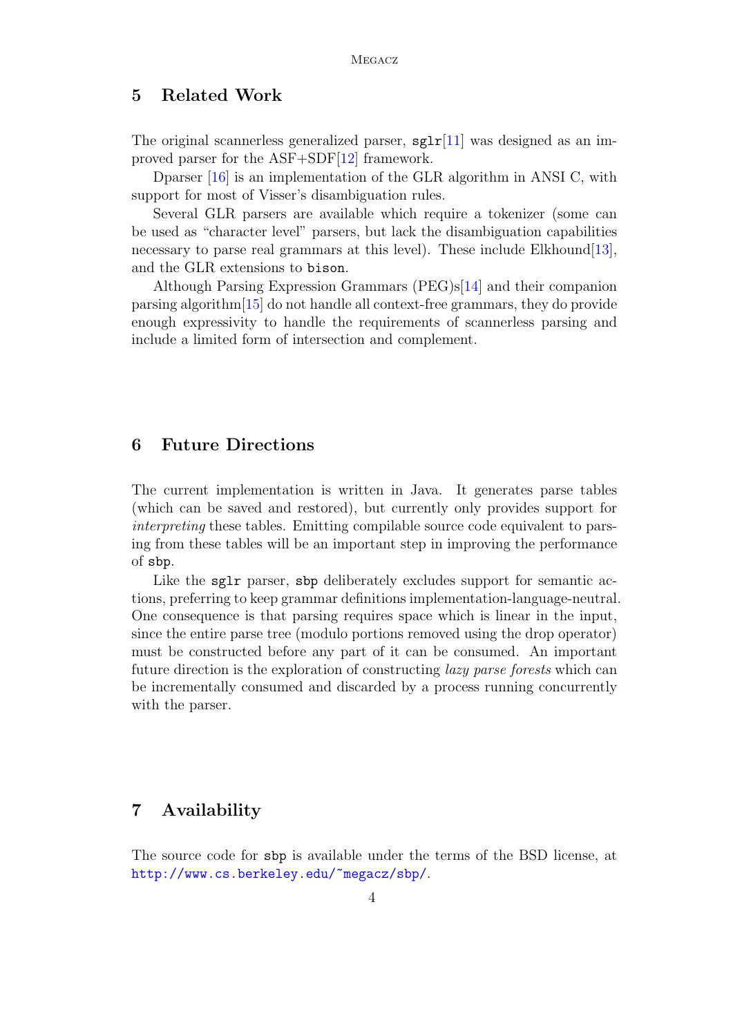## 5 Related Work

The original scannerless generalized parser, `sglr`[11] was designed as an improved parser for the ASF+SDF[12] framework.

Dparser [16] is an implementation of the GLR algorithm in ANSI C, with support for most of Visser's disambiguation rules.

Several GLR parsers are available which require a tokenizer (some can be used as "character level" parsers, but lack the disambiguation capabilities necessary to parse real grammars at this level). These include Elkhound[13], and the GLR extensions to `bison`.

Although Parsing Expression Grammars (PEG)s[14] and their companion parsing algorithm[15] do not handle all context-free grammars, they do provide enough expressivity to handle the requirements of scannerless parsing and include a limited form of intersection and complement.

## 6 Future Directions

The current implementation is written in Java. It generates parse tables (which can be saved and restored), but currently only provides support for *interpreting* these tables. Emitting compilable source code equivalent to parsing from these tables will be an important step in improving the performance of `sbp`.

Like the `sglr` parser, `sbp` deliberately excludes support for semantic actions, preferring to keep grammar definitions implementation-language-neutral. One consequence is that parsing requires space which is linear in the input, since the entire parse tree (modulo portions removed using the drop operator) must be constructed before any part of it can be consumed. An important future direction is the exploration of constructing *lazy parse forests* which can be incrementally consumed and discarded by a process running concurrently with the parser.

## 7 Availability

The source code for `sbp` is available under the terms of the BSD license, at http://www.cs.berkeley.edu/~megacz/sbp/.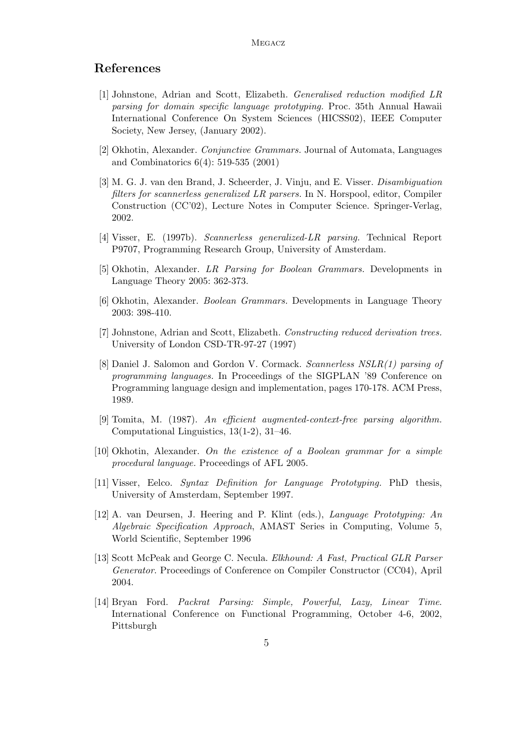## References

[1] Johnstone, Adrian and Scott, Elizabeth. *Generalised reduction modified LR parsing for domain specific language prototyping.* Proc. 35th Annual Hawaii International Conference On System Sciences (HICSS02), IEEE Computer Society, New Jersey, (January 2002).

[2] Okhotin, Alexander. *Conjunctive Grammars.* Journal of Automata, Languages and Combinatorics 6(4): 519-535 (2001)

[3] M. G. J. van den Brand, J. Scheerder, J. Vinju, and E. Visser. *Disambiguation filters for scannerless generalized LR parsers.* In N. Horspool, editor, Compiler Construction (CC'02), Lecture Notes in Computer Science. Springer-Verlag, 2002.

[4] Visser, E. (1997b). *Scannerless generalized-LR parsing.* Technical Report P9707, Programming Research Group, University of Amsterdam.

[5] Okhotin, Alexander. *LR Parsing for Boolean Grammars.* Developments in Language Theory 2005: 362-373.

[6] Okhotin, Alexander. *Boolean Grammars.* Developments in Language Theory 2003: 398-410.

[7] Johnstone, Adrian and Scott, Elizabeth. *Constructing reduced derivation trees.* University of London CSD-TR-97-27 (1997)

[8] Daniel J. Salomon and Gordon V. Cormack. *Scannerless NSLR(1) parsing of programming languages.* In Proceedings of the SIGPLAN '89 Conference on Programming language design and implementation, pages 170-178. ACM Press, 1989.

[9] Tomita, M. (1987). *An efficient augmented-context-free parsing algorithm.* Computational Linguistics, 13(1-2), 31–46.

[10] Okhotin, Alexander. *On the existence of a Boolean grammar for a simple procedural language.* Proceedings of AFL 2005.

[11] Visser, Eelco. *Syntax Definition for Language Prototyping.* PhD thesis, University of Amsterdam, September 1997.

[12] A. van Deursen, J. Heering and P. Klint (eds.), *Language Prototyping: An Algebraic Specification Approach*, AMAST Series in Computing, Volume 5, World Scientific, September 1996

[13] Scott McPeak and George C. Necula. *Elkhound: A Fast, Practical GLR Parser Generator.* Proceedings of Conference on Compiler Constructor (CC04), April 2004.

[14] Bryan Ford. *Packrat Parsing: Simple, Powerful, Lazy, Linear Time.* International Conference on Functional Programming, October 4-6, 2002, Pittsburgh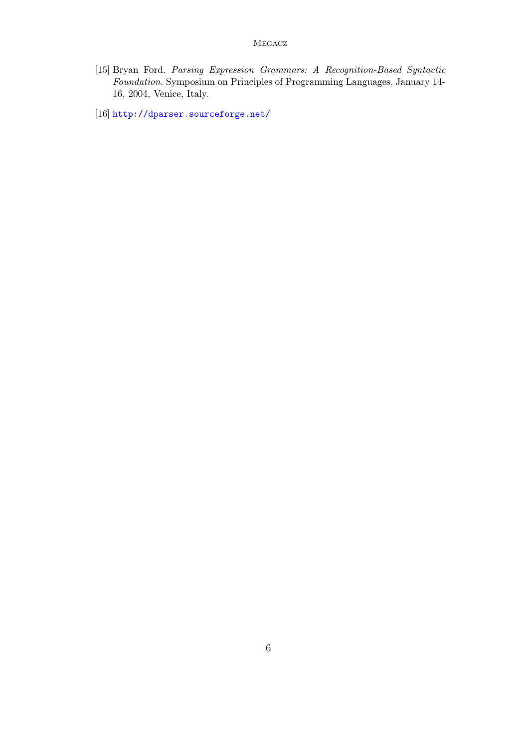[15] Bryan Ford. *Parsing Expression Grammars: A Recognition-Based Syntactic Foundation.* Symposium on Principles of Programming Languages, January 14-16, 2004, Venice, Italy.

[16] http://dparser.sourceforge.net/